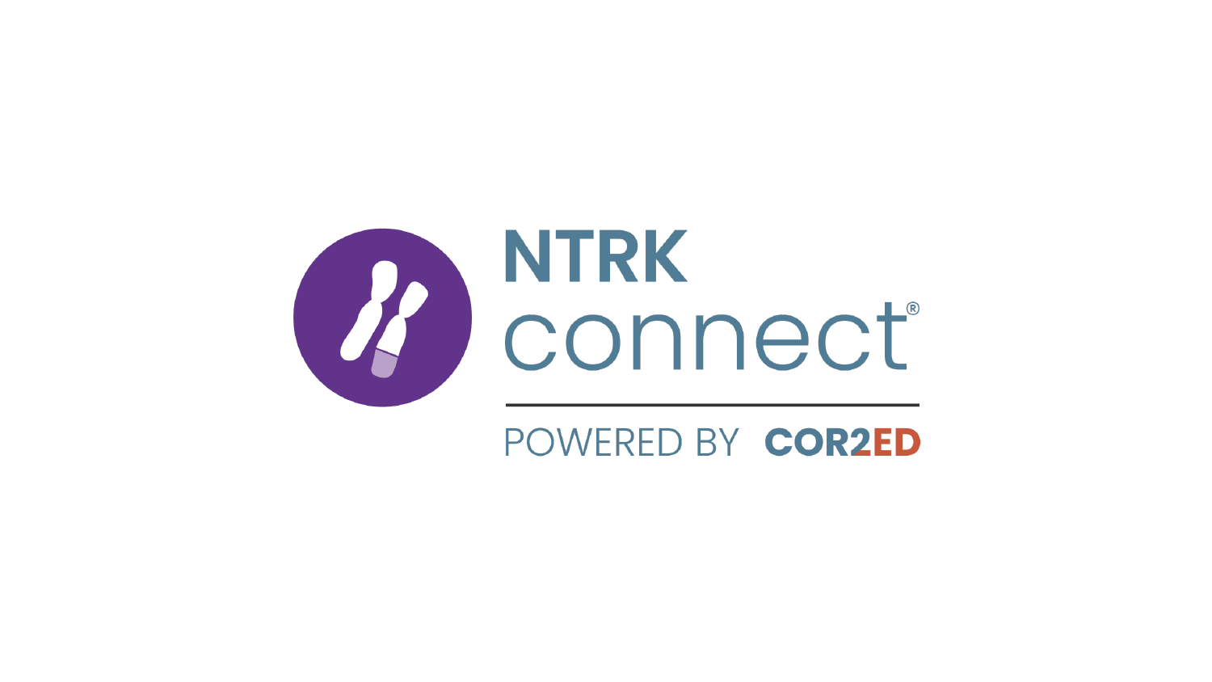# NTRK connect®

POWERED BY COR2ED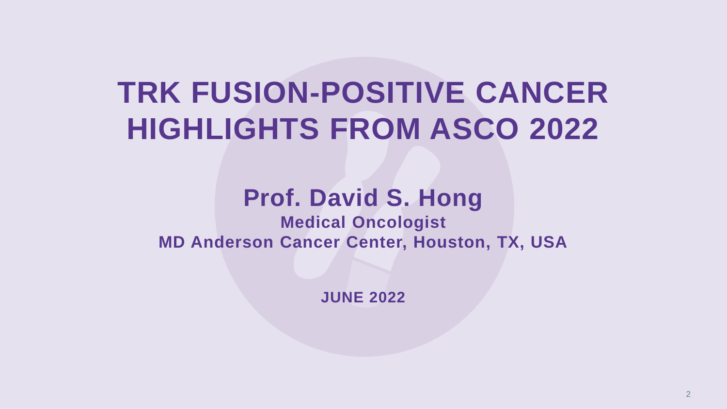# TRK FUSION-POSITIVE CANCER HIGHLIGHTS FROM ASCO 2022

## Prof. David S. Hong

**Medical Oncologist**

**MD Anderson Cancer Center, Houston, TX, USA**

**JUNE 2022**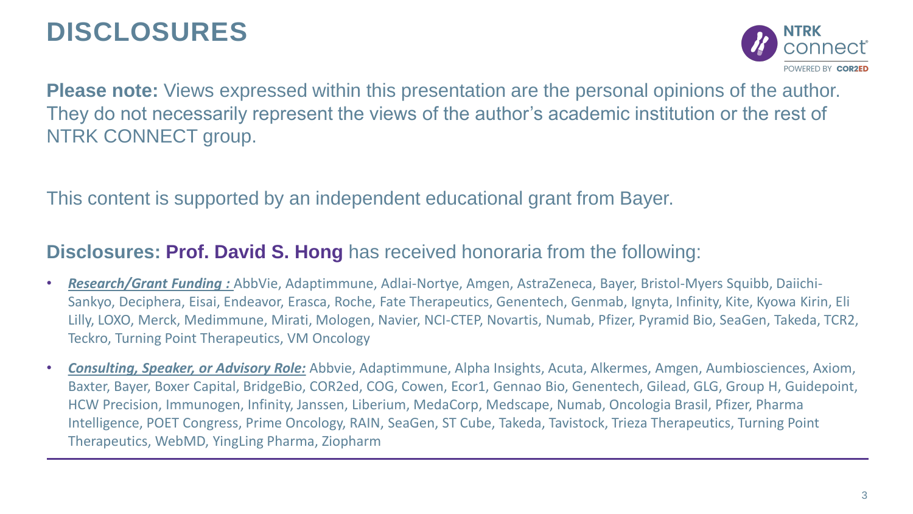# DISCLOSURES

**Please note:** Views expressed within this presentation are the personal opinions of the author. They do not necessarily represent the views of the author's academic institution or the rest of NTRK CONNECT group.

This content is supported by an independent educational grant from Bayer.

**Disclosures: Prof. David S. Hong** has received honoraria from the following:

- ***Research/Grant Funding :*** AbbVie, Adaptimmune, Adlai-Nortye, Amgen, AstraZeneca, Bayer, Bristol-Myers Squibb, Daiichi-Sankyo, Deciphera, Eisai, Endeavor, Erasca, Roche, Fate Therapeutics, Genentech, Genmab, Ignyta, Infinity, Kite, Kyowa Kirin, Eli Lilly, LOXO, Merck, Medimmune, Mirati, Mologen, Navier, NCI-CTEP, Novartis, Numab, Pfizer, Pyramid Bio, SeaGen, Takeda, TCR2, Teckro, Turning Point Therapeutics, VM Oncology
- ***Consulting, Speaker, or Advisory Role:*** Abbvie, Adaptimmune, Alpha Insights, Acuta, Alkermes, Amgen, Aumbiosciences, Axiom, Baxter, Bayer, Boxer Capital, BridgeBio, COR2ed, COG, Cowen, Ecor1, Gennao Bio, Genentech, Gilead, GLG, Group H, Guidepoint, HCW Precision, Immunogen, Infinity, Janssen, Liberium, MedaCorp, Medscape, Numab, Oncologia Brasil, Pfizer, Pharma Intelligence, POET Congress, Prime Oncology, RAIN, SeaGen, ST Cube, Takeda, Tavistock, Trieza Therapeutics, Turning Point Therapeutics, WebMD, YingLing Pharma, Ziopharm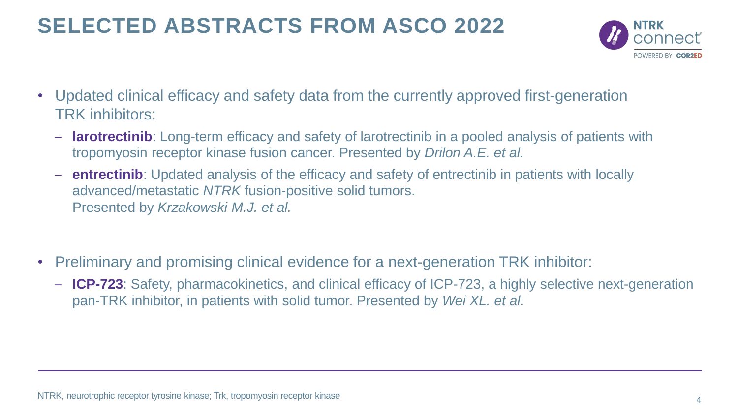# SELECTED ABSTRACTS FROM ASCO 2022

- Updated clinical efficacy and safety data from the currently approved first-generation TRK inhibitors:
  - **larotrectinib**: Long-term efficacy and safety of larotrectinib in a pooled analysis of patients with tropomyosin receptor kinase fusion cancer. Presented by *Drilon A.E. et al.*
  - **entrectinib**: Updated analysis of the efficacy and safety of entrectinib in patients with locally advanced/metastatic *NTRK* fusion-positive solid tumors. Presented by *Krzakowski M.J. et al.*

- Preliminary and promising clinical evidence for a next-generation TRK inhibitor:
  - **ICP-723**: Safety, pharmacokinetics, and clinical efficacy of ICP-723, a highly selective next-generation pan-TRK inhibitor, in patients with solid tumor. Presented by *Wei XL. et al.*

NTRK, neurotrophic receptor tyrosine kinase; Trk, tropomyosin receptor kinase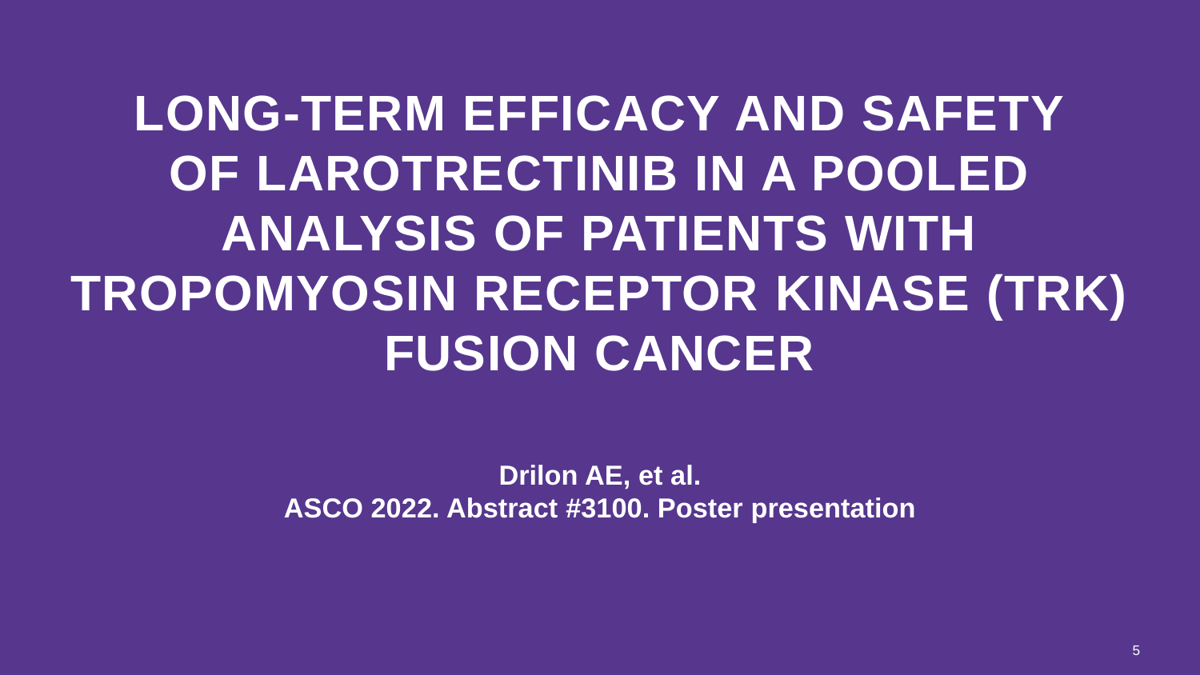# LONG-TERM EFFICACY AND SAFETY OF LAROTRECTINIB IN A POOLED ANALYSIS OF PATIENTS WITH TROPOMYOSIN RECEPTOR KINASE (TRK) FUSION CANCER

**Drilon AE, et al.**
**ASCO 2022. Abstract #3100. Poster presentation**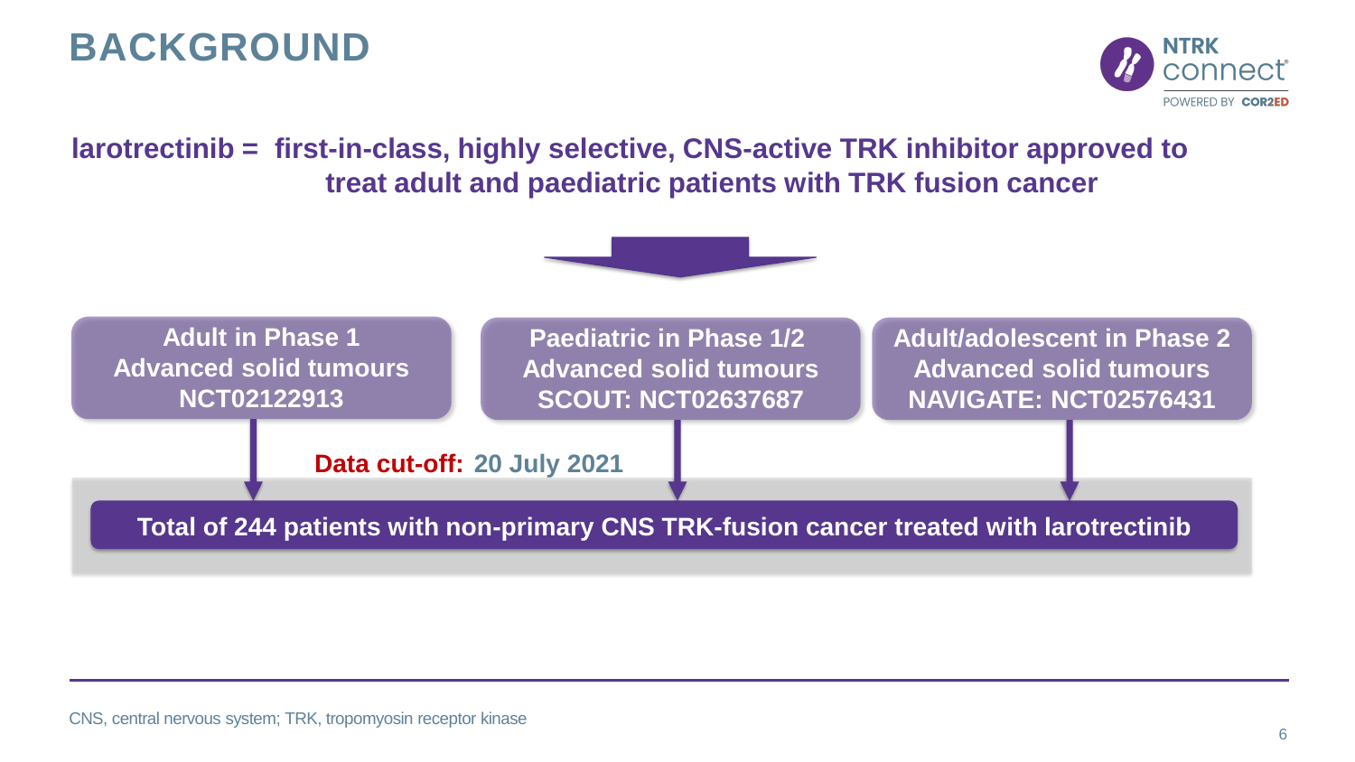# BACKGROUND

**larotrectinib = first-in-class, highly selective, CNS-active TRK inhibitor approved to treat adult and paediatric patients with TRK fusion cancer**

- **Adult in Phase 1**
  Advanced solid tumours
  NCT02122913
- **Paediatric in Phase 1/2**
  Advanced solid tumours
  SCOUT: NCT02637687
- **Adult/adolescent in Phase 2**
  Advanced solid tumours
  NAVIGATE: NCT02576431

**Data cut-off:** 20 July 2021

**Total of 244 patients with non-primary CNS TRK-fusion cancer treated with larotrectinib**

CNS, central nervous system; TRK, tropomyosin receptor kinase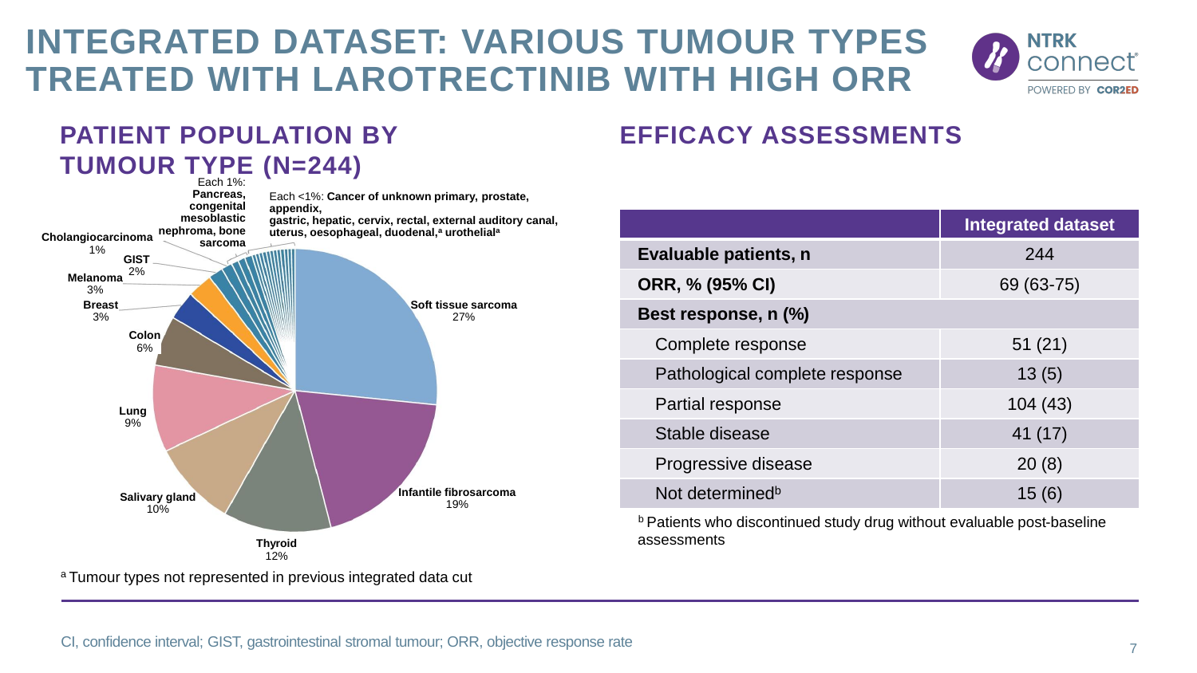# INTEGRATED DATASET: VARIOUS TUMOUR TYPES TREATED WITH LAROTRECTINIB WITH HIGH ORR

## PATIENT POPULATION BY TUMOUR TYPE (N=244)

Each 1%: **Pancreas, congenital mesoblastic nephroma, bone sarcoma**

Each <1%: **Cancer of unknown primary, prostate, appendix, gastric, hepatic, cervix, rectal, external auditory canal, uterus, oesophageal, duodenal,[a] urothelial[a]**

- **Soft tissue sarcoma** 27%
- **Infantile fibrosarcoma** 19%
- **Thyroid** 12%
- **Salivary gland** 10%
- **Lung** 9%
- **Colon** 6%
- **Breast** 3%
- **Melanoma** 3%
- **GIST** 2%
- **Cholangiocarcinoma** 1%

[a] Tumour types not represented in previous integrated data cut

## EFFICACY ASSESSMENTS

| | Integrated dataset |
|---|---|
| **Evaluable patients, n** | 244 |
| **ORR, % (95% CI)** | 69 (63-75) |
| **Best response, n (%)** | |
| Complete response | 51 (21) |
| Pathological complete response | 13 (5) |
| Partial response | 104 (43) |
| Stable disease | 41 (17) |
| Progressive disease | 20 (8) |
| Not determined[b] | 15 (6) |

[b] Patients who discontinued study drug without evaluable post-baseline assessments

CI, confidence interval; GIST, gastrointestinal stromal tumour; ORR, objective response rate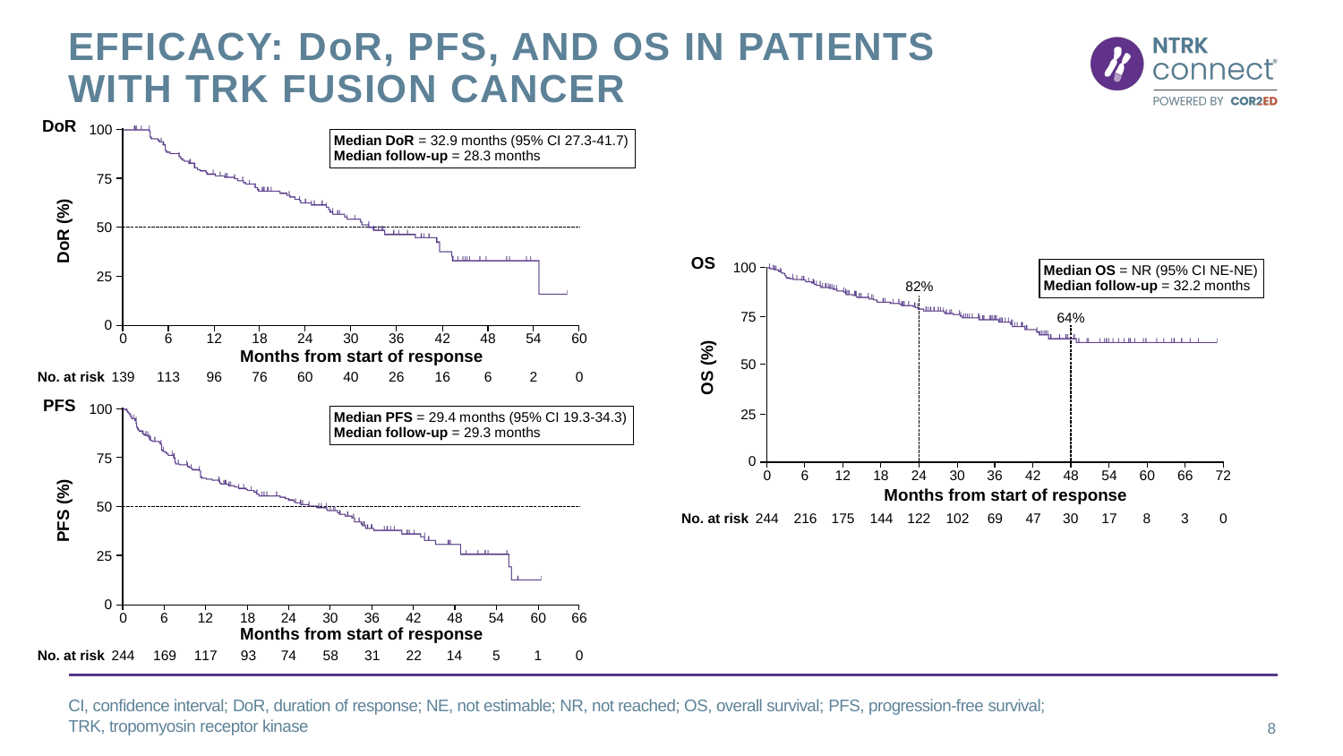# EFFICACY: DoR, PFS, AND OS IN PATIENTS WITH TRK FUSION CANCER

NTRK connect
POWERED BY COR2ED

**DoR**

**Median DoR** = 32.9 months (95% CI 27.3-41.7)
**Median follow-up** = 28.3 months

DoR (%) 100, 75, 50, 25, 0

Months from start of response: 0, 6, 12, 18, 24, 30, 36, 42, 48, 54, 60

| No. at risk | 139 | 113 | 96 | 76 | 60 | 40 | 26 | 16 | 6 | 2 | 0 |
|---|---|---|---|---|---|---|---|---|---|---|---|

**PFS**

**Median PFS** = 29.4 months (95% CI 19.3-34.3)
**Median follow-up** = 29.3 months

PFS (%) 100, 75, 50, 25, 0

Months from start of response: 0, 6, 12, 18, 24, 30, 36, 42, 48, 54, 60, 66

| No. at risk | 244 | 169 | 117 | 93 | 74 | 58 | 31 | 22 | 14 | 5 | 1 | 0 |
|---|---|---|---|---|---|---|---|---|---|---|---|---|

**OS**

**Median OS** = NR (95% CI NE-NE)
**Median follow-up** = 32.2 months

82% (24 months); 64% (48 months)

OS (%) 100, 75, 50, 25, 0

Months from start of response: 0, 6, 12, 18, 24, 30, 36, 42, 48, 54, 60, 66, 72

| No. at risk | 244 | 216 | 175 | 144 | 122 | 102 | 69 | 47 | 30 | 17 | 8 | 3 | 0 |
|---|---|---|---|---|---|---|---|---|---|---|---|---|---|

CI, confidence interval; DoR, duration of response; NE, not estimable; NR, not reached; OS, overall survival; PFS, progression-free survival; TRK, tropomyosin receptor kinase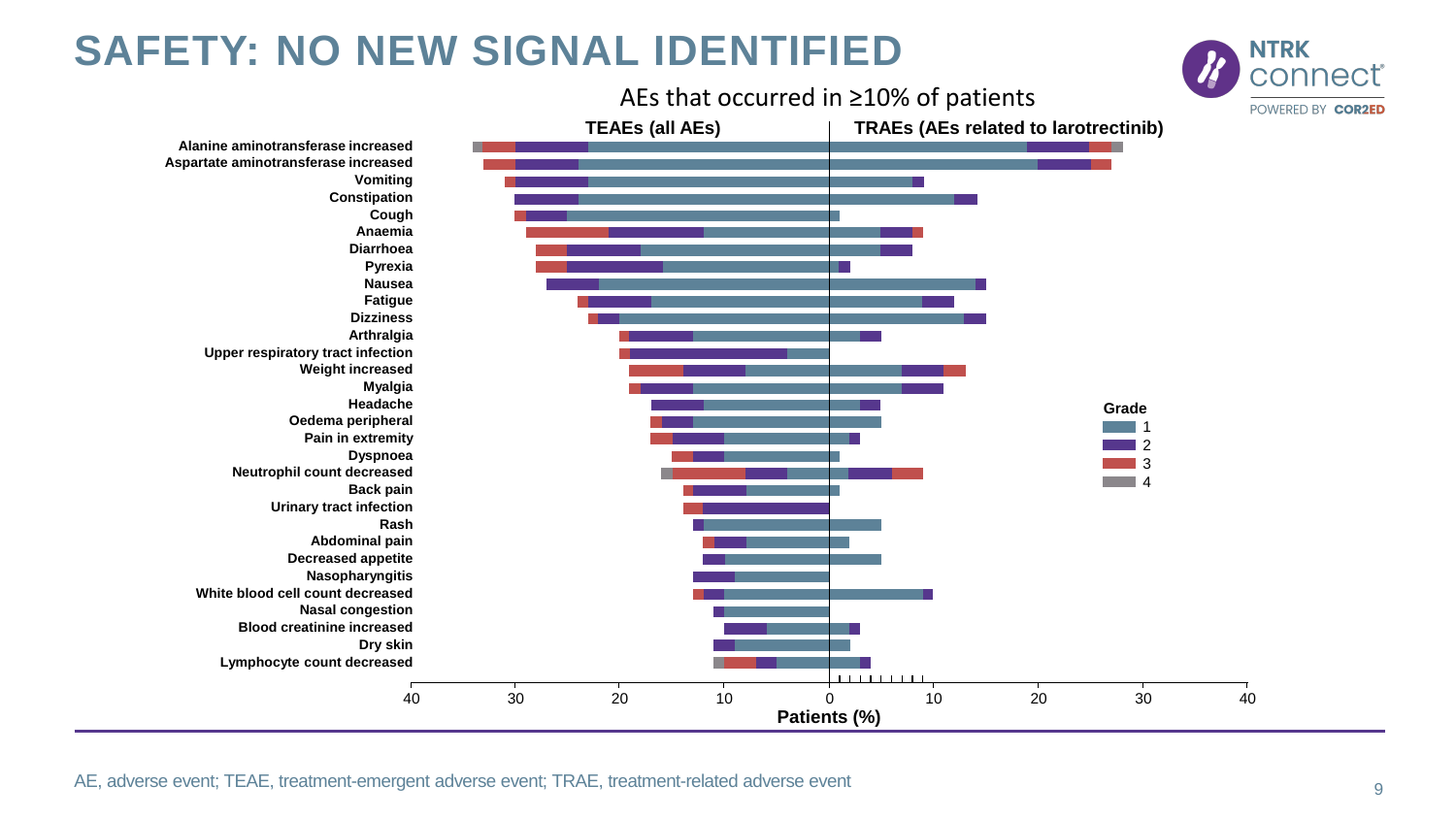# SAFETY: NO NEW SIGNAL IDENTIFIED

AEs that occurred in ≥10% of patients

**TEAEs (all AEs)** | **TRAEs (AEs related to larotrectinib)**

Alanine aminotransferase increased
Aspartate aminotransferase increased
Vomiting
Constipation
Cough
Anaemia
Diarrhoea
Pyrexia
Nausea
Fatigue
Dizziness
Arthralgia
Upper respiratory tract infection
Weight increased
Myalgia
Headache
Oedema peripheral
Pain in extremity
Dyspnoea
Neutrophil count decreased
Back pain
Urinary tract infection
Rash
Abdominal pain
Decreased appetite
Nasopharyngitis
White blood cell count decreased
Nasal congestion
Blood creatinine increased
Dry skin
Lymphocyte count decreased

Grade: 1, 2, 3, 4

40 30 20 10 0 10 20 30 40

**Patients (%)**

AE, adverse event; TEAE, treatment-emergent adverse event; TRAE, treatment-related adverse event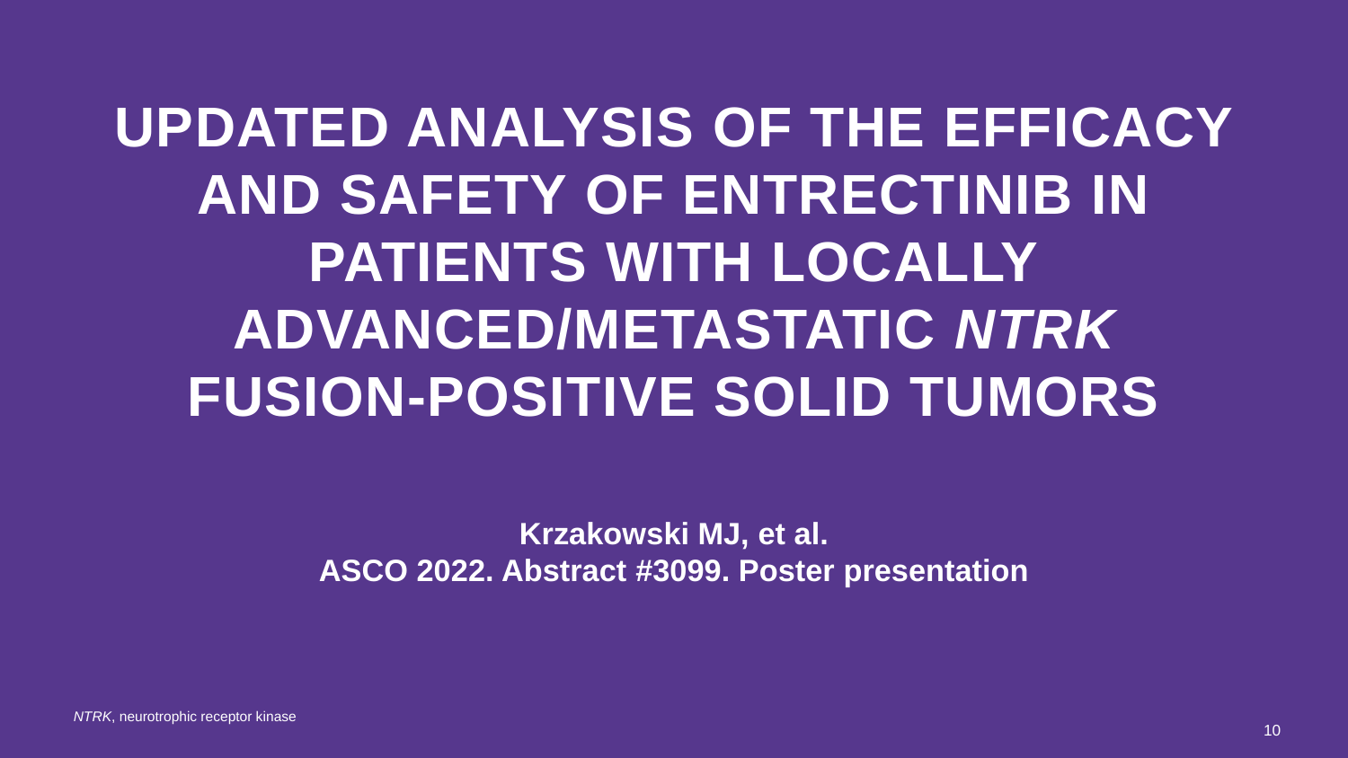# UPDATED ANALYSIS OF THE EFFICACY AND SAFETY OF ENTRECTINIB IN PATIENTS WITH LOCALLY ADVANCED/METASTATIC *NTRK* FUSION-POSITIVE SOLID TUMORS

**Krzakowski MJ, et al.**
**ASCO 2022. Abstract #3099. Poster presentation**

*NTRK*, neurotrophic receptor kinase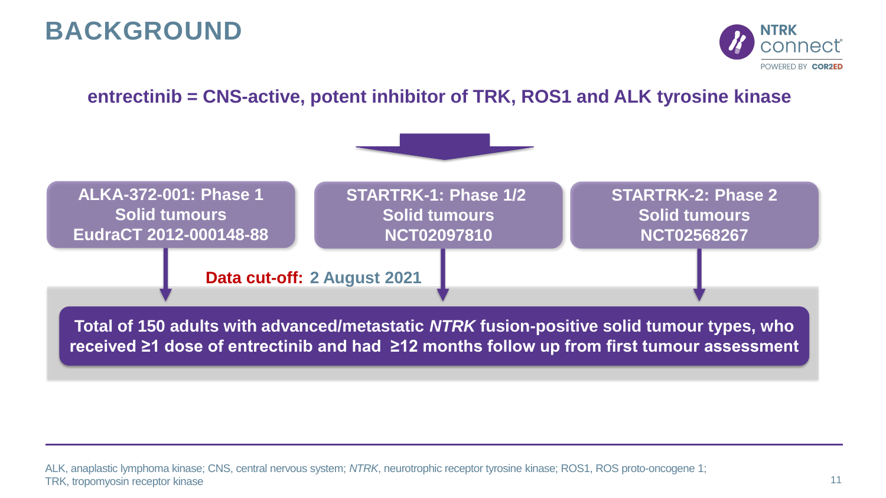# BACKGROUND

**entrectinib = CNS-active, potent inhibitor of TRK, ROS1 and ALK tyrosine kinase**

**ALKA-372-001: Phase 1**
**Solid tumours**
**EudraCT 2012-000148-88**

**STARTRK-1: Phase 1/2**
**Solid tumours**
**NCT02097810**

**STARTRK-2: Phase 2**
**Solid tumours**
**NCT02568267**

**Data cut-off: 2 August 2021**

**Total of 150 adults with advanced/metastatic *NTRK* fusion-positive solid tumour types, who received ≥1 dose of entrectinib and had ≥12 months follow up from first tumour assessment**

ALK, anaplastic lymphoma kinase; CNS, central nervous system; *NTRK*, neurotrophic receptor tyrosine kinase; ROS1, ROS proto-oncogene 1; TRK, tropomyosin receptor kinase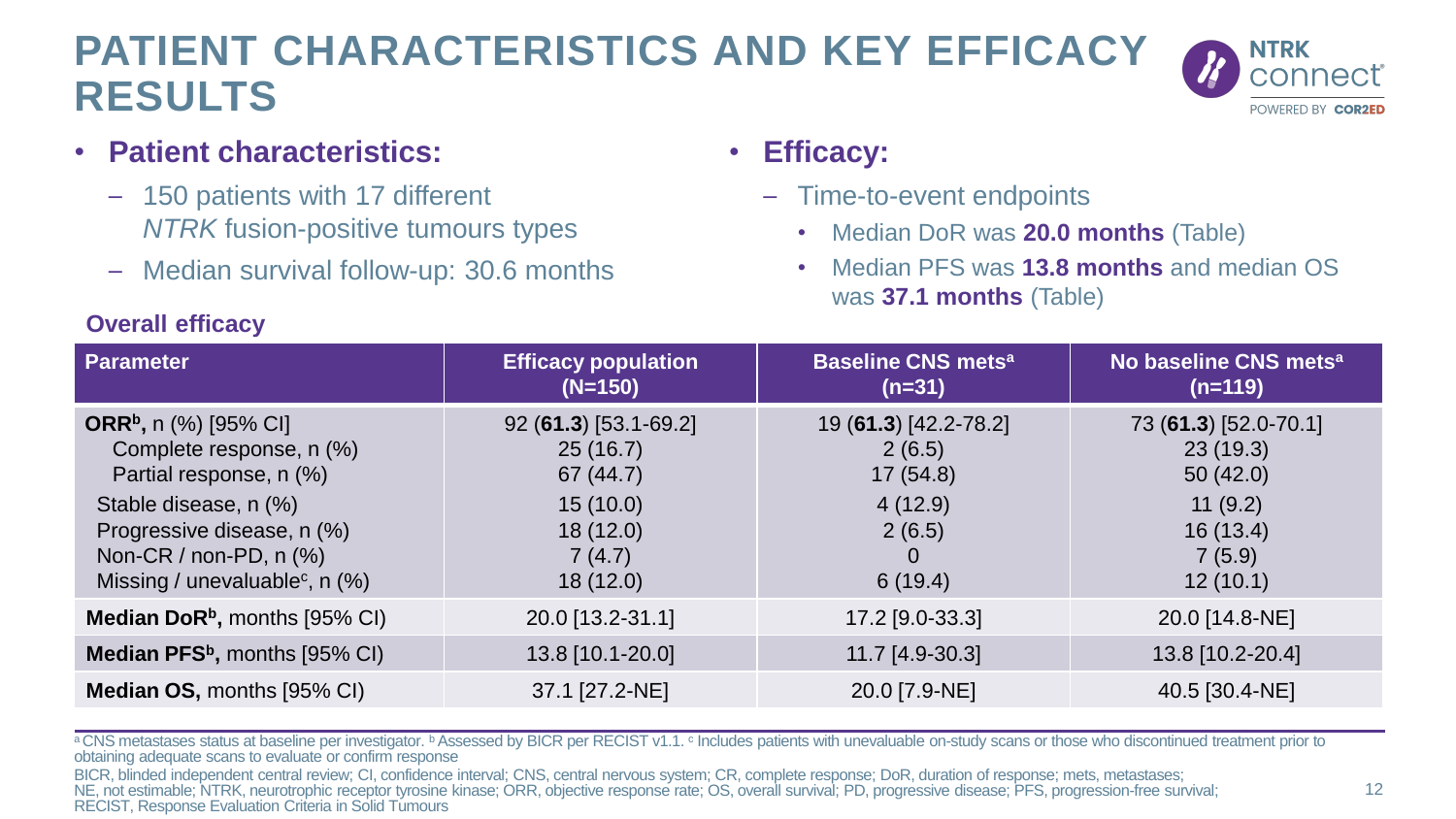# PATIENT CHARACTERISTICS AND KEY EFFICACY RESULTS

- **Patient characteristics:**
  - 150 patients with 17 different *NTRK* fusion-positive tumours types
  - Median survival follow-up: 30.6 months
- **Efficacy:**
  - Time-to-event endpoints
    - Median DoR was **20.0 months** (Table)
    - Median PFS was **13.8 months** and median OS was **37.1 months** (Table)

**Overall efficacy**

| Parameter | Efficacy population (N=150) | Baseline CNS mets[a] (n=31) | No baseline CNS mets[a] (n=119) |
|---|---|---|---|
| **ORR[b],** n (%) [95% CI] | 92 (**61.3**) [53.1-69.2] | 19 (**61.3**) [42.2-78.2] | 73 (**61.3**) [52.0-70.1] |
| Complete response, n (%) | 25 (16.7) | 2 (6.5) | 23 (19.3) |
| Partial response, n (%) | 67 (44.7) | 17 (54.8) | 50 (42.0) |
| Stable disease, n (%) | 15 (10.0) | 4 (12.9) | 11 (9.2) |
| Progressive disease, n (%) | 18 (12.0) | 2 (6.5) | 16 (13.4) |
| Non-CR / non-PD, n (%) | 7 (4.7) | 0 | 7 (5.9) |
| Missing / unevaluable[c], n (%) | 18 (12.0) | 6 (19.4) | 12 (10.1) |
| **Median DoR[b],** months [95% CI] | 20.0 [13.2-31.1] | 17.2 [9.0-33.3] | 20.0 [14.8-NE] |
| **Median PFS[b],** months [95% CI] | 13.8 [10.1-20.0] | 11.7 [4.9-30.3] | 13.8 [10.2-20.4] |
| **Median OS,** months [95% CI] | 37.1 [27.2-NE] | 20.0 [7.9-NE] | 40.5 [30.4-NE] |

[a] CNS metastases status at baseline per investigator. [b] Assessed by BICR per RECIST v1.1. [c] Includes patients with unevaluable on-study scans or those who discontinued treatment prior to obtaining adequate scans to evaluate or confirm response

BICR, blinded independent central review; CI, confidence interval; CNS, central nervous system; CR, complete response; DoR, duration of response; mets, metastases; NE, not estimable; NTRK, neurotrophic receptor tyrosine kinase; ORR, objective response rate; OS, overall survival; PD, progressive disease; PFS, progression-free survival; RECIST, Response Evaluation Criteria in Solid Tumours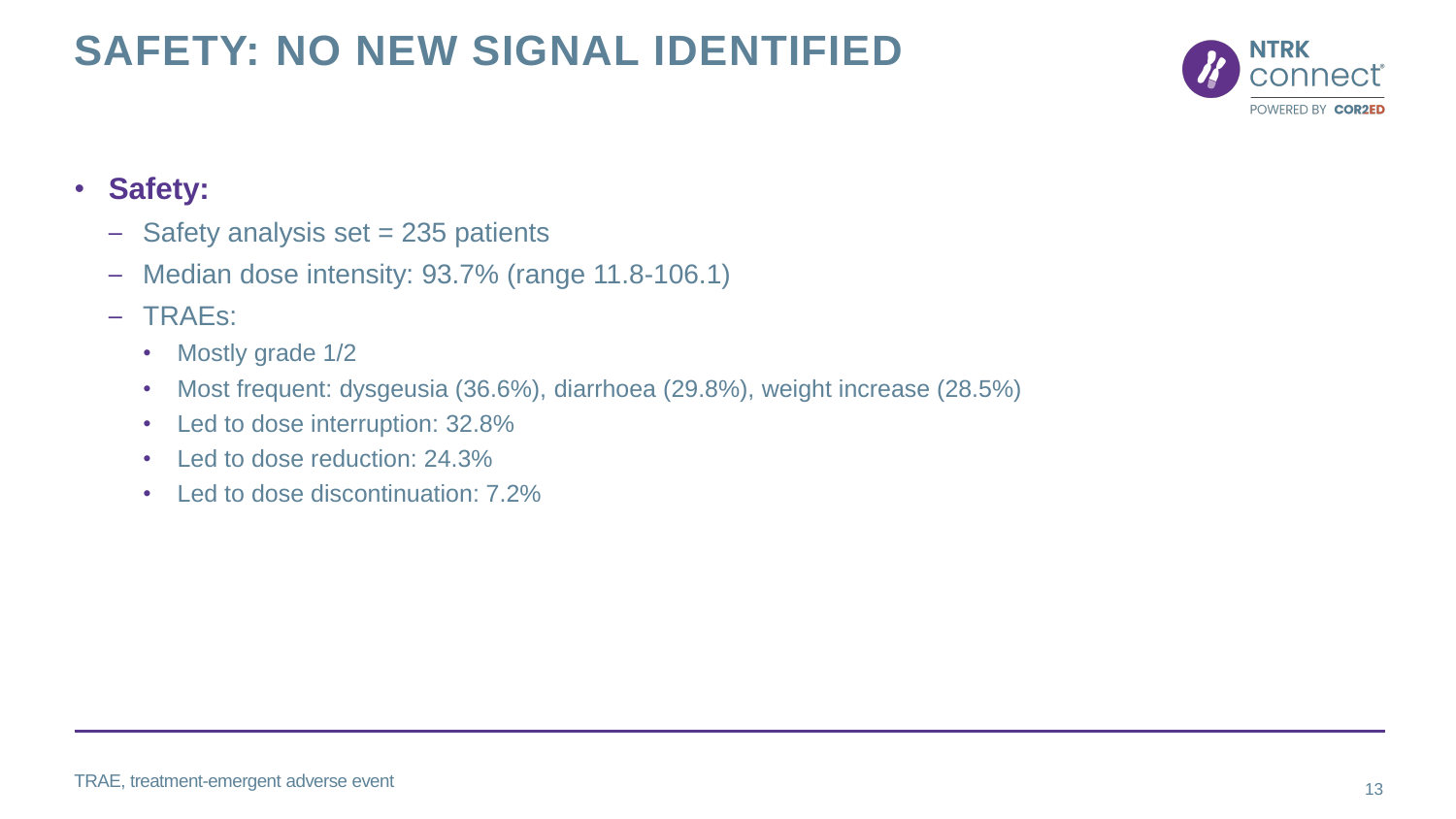# SAFETY: NO NEW SIGNAL IDENTIFIED

- **Safety:**
  - Safety analysis set = 235 patients
  - Median dose intensity: 93.7% (range 11.8-106.1)
  - TRAEs:
    - Mostly grade 1/2
    - Most frequent: dysgeusia (36.6%), diarrhoea (29.8%), weight increase (28.5%)
    - Led to dose interruption: 32.8%
    - Led to dose reduction: 24.3%
    - Led to dose discontinuation: 7.2%

TRAE, treatment-emergent adverse event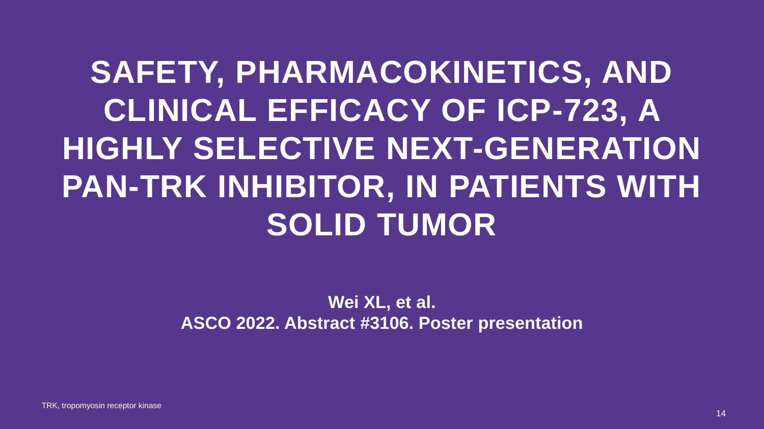# SAFETY, PHARMACOKINETICS, AND CLINICAL EFFICACY OF ICP-723, A HIGHLY SELECTIVE NEXT-GENERATION PAN-TRK INHIBITOR, IN PATIENTS WITH SOLID TUMOR

**Wei XL, et al.**
**ASCO 2022. Abstract #3106. Poster presentation**

TRK, tropomyosin receptor kinase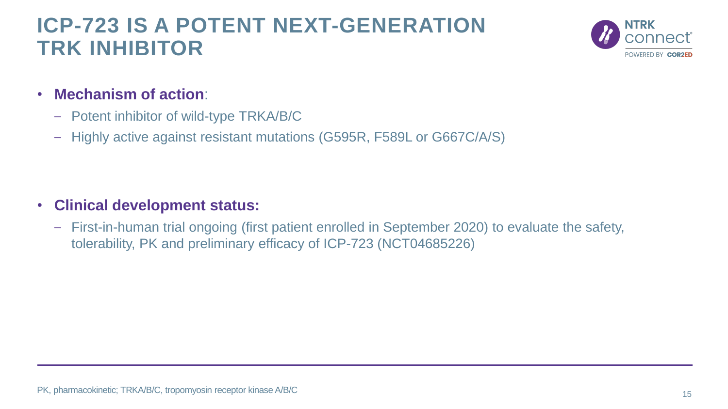# ICP-723 IS A POTENT NEXT-GENERATION TRK INHIBITOR

- **Mechanism of action**:
  - Potent inhibitor of wild-type TRKA/B/C
  - Highly active against resistant mutations (G595R, F589L or G667C/A/S)

- **Clinical development status:**
  - First-in-human trial ongoing (first patient enrolled in September 2020) to evaluate the safety, tolerability, PK and preliminary efficacy of ICP-723 (NCT04685226)

PK, pharmacokinetic; TRKA/B/C, tropomyosin receptor kinase A/B/C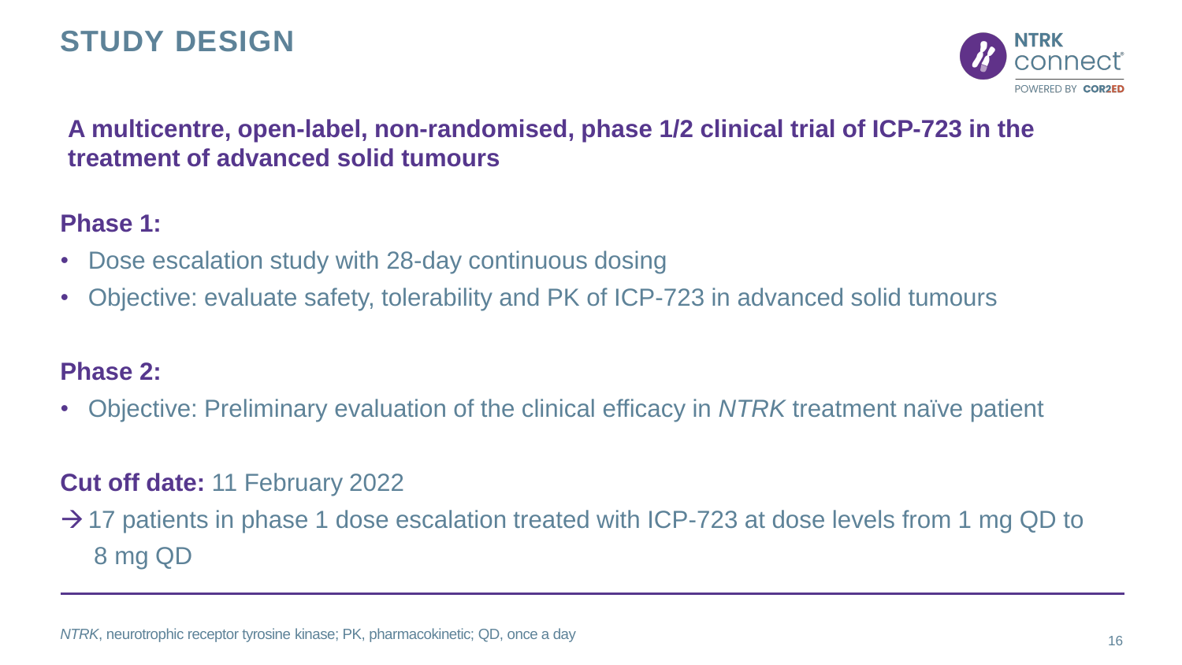# STUDY DESIGN

**A multicentre, open-label, non-randomised, phase 1/2 clinical trial of ICP-723 in the treatment of advanced solid tumours**

**Phase 1:**

- Dose escalation study with 28-day continuous dosing
- Objective: evaluate safety, tolerability and PK of ICP-723 in advanced solid tumours

**Phase 2:**

- Objective: Preliminary evaluation of the clinical efficacy in *NTRK* treatment naïve patient

**Cut off date:** 11 February 2022

→ 17 patients in phase 1 dose escalation treated with ICP-723 at dose levels from 1 mg QD to 8 mg QD

*NTRK*, neurotrophic receptor tyrosine kinase; PK, pharmacokinetic; QD, once a day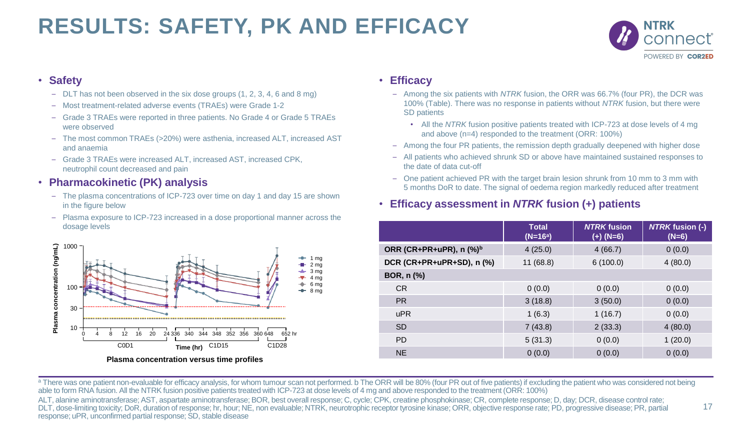# RESULTS: SAFETY, PK AND EFFICACY

- **Safety**
  - DLT has not been observed in the six dose groups (1, 2, 3, 4, 6 and 8 mg)
  - Most treatment-related adverse events (TRAEs) were Grade 1-2
  - Grade 3 TRAEs were reported in three patients. No Grade 4 or Grade 5 TRAEs were observed
  - The most common TRAEs (>20%) were asthenia, increased ALT, increased AST and anaemia
  - Grade 3 TRAEs were increased ALT, increased AST, increased CPK, neutrophil count decreased and pain
- **Pharmacokinetic (PK) analysis**
  - The plasma concentrations of ICP-723 over time on day 1 and day 15 are shown in the figure below
  - Plasma exposure to ICP-723 increased in a dose proportional manner across the dosage levels

Plasma concentration versus time profiles

- **Efficacy**
  - Among the six patients with *NTRK* fusion, the ORR was 66.7% (four PR), the DCR was 100% (Table). There was no response in patients without *NTRK* fusion, but there were SD patients
    - All the *NTRK* fusion positive patients treated with ICP-723 at dose levels of 4 mg and above (n=4) responded to the treatment (ORR: 100%)
  - Among the four PR patients, the remission depth gradually deepened with higher dose
  - All patients who achieved shrunk SD or above have maintained sustained responses to the date of data cut-off
  - One patient achieved PR with the target brain lesion shrunk from 10 mm to 3 mm with 5 months DoR to date. The signal of oedema region markedly reduced after treatment
- **Efficacy assessment in *NTRK* fusion (+) patients**

| | Total (N=16[a]) | *NTRK* fusion (+) (N=6) | *NTRK* fusion (-) (N=6) |
|---|---|---|---|
| **ORR (CR+PR+uPR), n (%)[b]** | 4 (25.0) | 4 (66.7) | 0 (0.0) |
| **DCR (CR+PR+uPR+SD), n (%)** | 11 (68.8) | 6 (100.0) | 4 (80.0) |
| **BOR, n (%)** | | | |
| CR | 0 (0.0) | 0 (0.0) | 0 (0.0) |
| PR | 3 (18.8) | 3 (50.0) | 0 (0.0) |
| uPR | 1 (6.3) | 1 (16.7) | 0 (0.0) |
| SD | 7 (43.8) | 2 (33.3) | 4 (80.0) |
| PD | 5 (31.3) | 0 (0.0) | 1 (20.0) |
| NE | 0 (0.0) | 0 (0.0) | 0 (0.0) |

[a] There was one patient non-evaluable for efficacy analysis, for whom tumour scan not performed. b The ORR will be 80% (four PR out of five patients) if excluding the patient who was considered not being able to form RNA fusion. All the NTRK fusion positive patients treated with ICP-723 at dose levels of 4 mg and above responded to the treatment (ORR: 100%)

ALT, alanine aminotransferase; AST, aspartate aminotransferase; BOR, best overall response; C, cycle; CPK, creatine phosphokinase; CR, complete response; D, day; DCR, disease control rate; DLT, dose-limiting toxicity; DoR, duration of response; hr, hour; NE, non evaluable; NTRK, neurotrophic receptor tyrosine kinase; ORR, objective response rate; PD, progressive disease; PR, partial response; uPR, unconfirmed partial response; SD, stable disease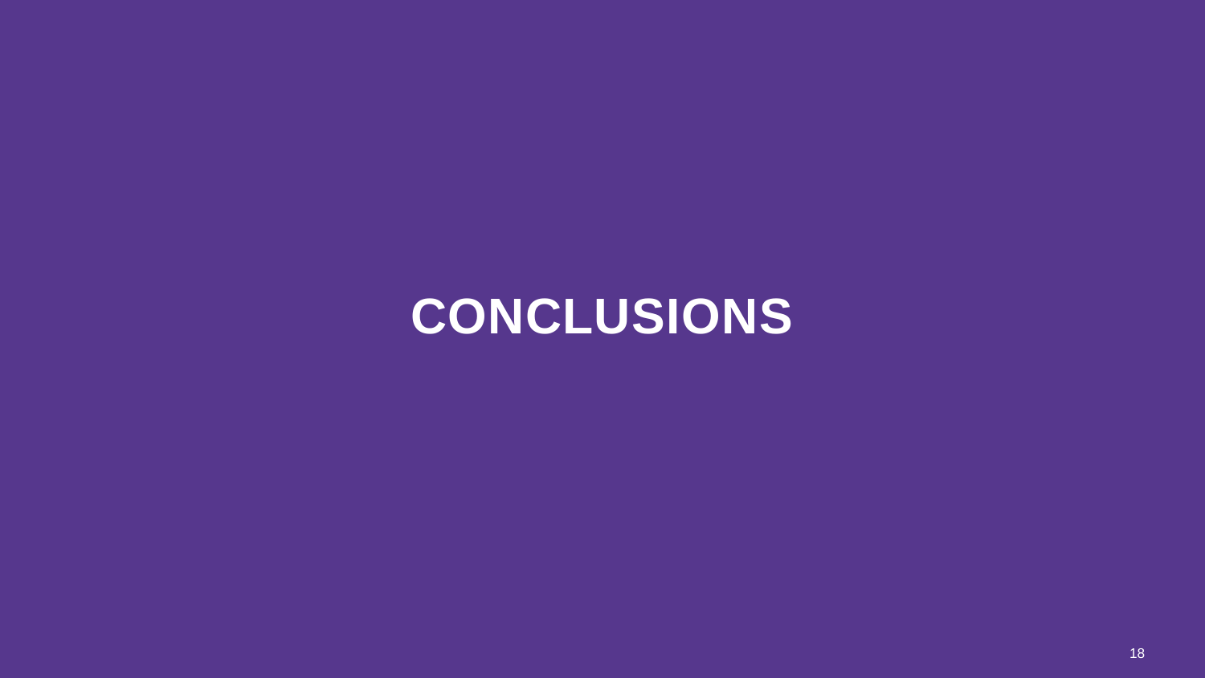# CONCLUSIONS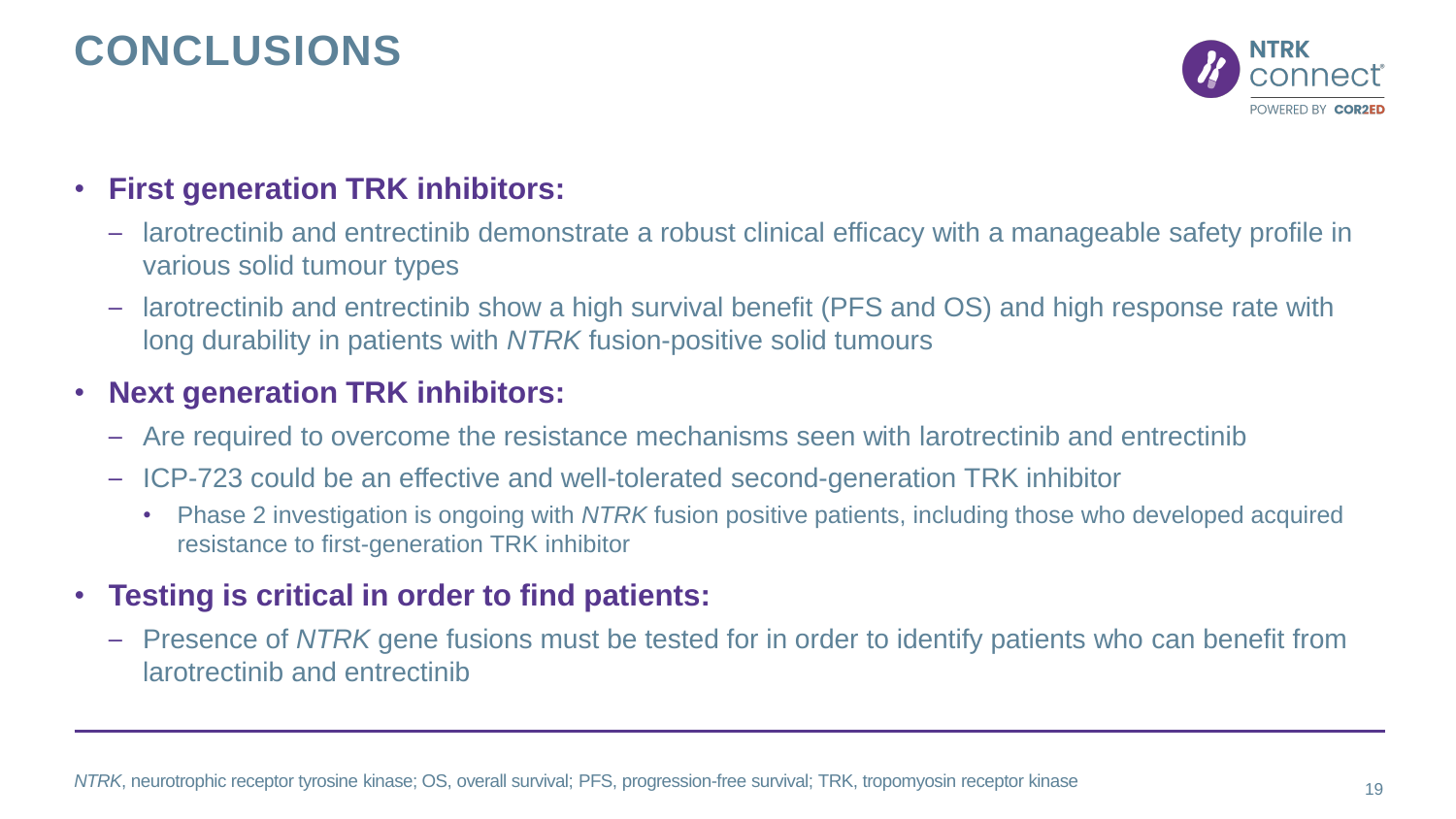# CONCLUSIONS

- **First generation TRK inhibitors:**
  - larotrectinib and entrectinib demonstrate a robust clinical efficacy with a manageable safety profile in various solid tumour types
  - larotrectinib and entrectinib show a high survival benefit (PFS and OS) and high response rate with long durability in patients with *NTRK* fusion-positive solid tumours
- **Next generation TRK inhibitors:**
  - Are required to overcome the resistance mechanisms seen with larotrectinib and entrectinib
  - ICP-723 could be an effective and well-tolerated second-generation TRK inhibitor
    - Phase 2 investigation is ongoing with *NTRK* fusion positive patients, including those who developed acquired resistance to first-generation TRK inhibitor
- **Testing is critical in order to find patients:**
  - Presence of *NTRK* gene fusions must be tested for in order to identify patients who can benefit from larotrectinib and entrectinib

*NTRK*, neurotrophic receptor tyrosine kinase; OS, overall survival; PFS, progression-free survival; TRK, tropomyosin receptor kinase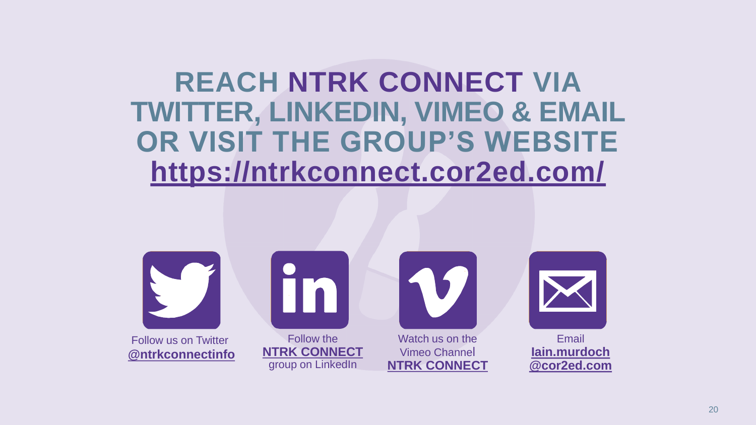# REACH NTRK CONNECT VIA TWITTER, LINKEDIN, VIMEO & EMAIL OR VISIT THE GROUP'S WEBSITE https://ntrkconnect.cor2ed.com/

Follow us on Twitter **@ntrkconnectinfo**

Follow the **NTRK CONNECT** group on LinkedIn

Watch us on the Vimeo Channel **NTRK CONNECT**

Email **Iain.murdoch@cor2ed.com**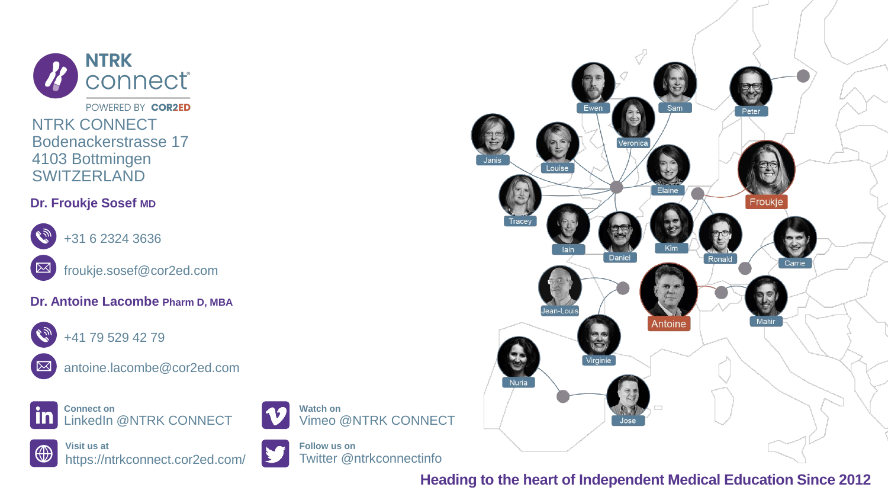NTRK connect

POWERED BY COR2ED

NTRK CONNECT
Bodenackerstrasse 17
4103 Bottmingen
SWITZERLAND

**Dr. Froukje Sosef MD**

+31 6 2324 3636

froukje.sosef@cor2ed.com

**Dr. Antoine Lacombe Pharm D, MBA**

+41 79 529 42 79

antoine.lacombe@cor2ed.com

Connect on
LinkedIn @NTRK CONNECT

Watch on
Vimeo @NTRK CONNECT

Visit us at
https://ntrkconnect.cor2ed.com/

Follow us on
Twitter @ntrkconnectinfo

Ewen
Sam
Peter
Veronica
Janis
Louise
Elaine
Froukje
Tracey
Iain
Daniel
Kim
Ronald
Carrie
Jean-Louis
Antoine
Mahir
Virginie
Nuria
Jose

**Heading to the heart of Independent Medical Education Since 2012**